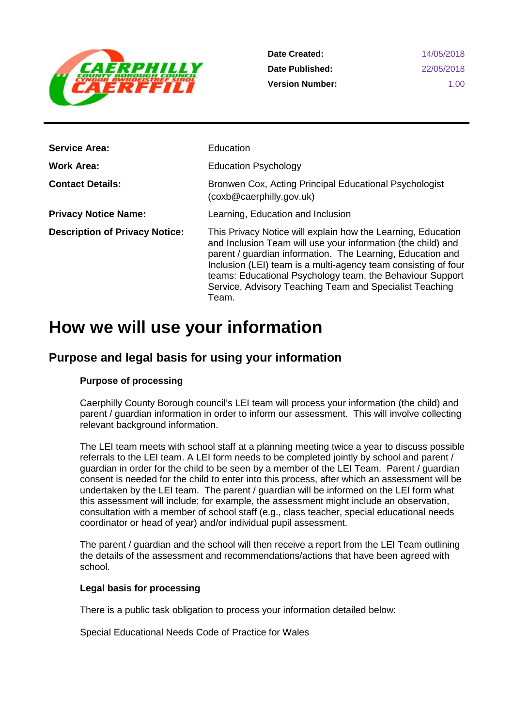| | | |
|---|---|---|
| CAERPHILLY COUNTY BOROUGH COUNCIL / CYNGOR BWRDEISTREF SIROL CAERFFILI | **Date Created:** | 14/05/2018 |
| | **Date Published:** | 22/05/2018 |
| | **Version Number:** | 1.00 |

---

| | |
|---|---|
| **Service Area:** | Education |
| **Work Area:** | Education Psychology |
| **Contact Details:** | Bronwen Cox, Acting Principal Educational Psychologist (coxb@caerphilly.gov.uk) |
| **Privacy Notice Name:** | Learning, Education and Inclusion |
| **Description of Privacy Notice:** | This Privacy Notice will explain how the Learning, Education and Inclusion Team will use your information (the child) and parent / guardian information. The Learning, Education and Inclusion (LEI) team is a multi-agency team consisting of four teams: Educational Psychology team, the Behaviour Support Service, Advisory Teaching Team and Specialist Teaching Team. |

# How we will use your information

## Purpose and legal basis for using your information

### Purpose of processing

Caerphilly County Borough council's LEI team will process your information (the child) and parent / guardian information in order to inform our assessment. This will involve collecting relevant background information.

The LEI team meets with school staff at a planning meeting twice a year to discuss possible referrals to the LEI team. A LEI form needs to be completed jointly by school and parent / guardian in order for the child to be seen by a member of the LEI Team. Parent / guardian consent is needed for the child to enter into this process, after which an assessment will be undertaken by the LEI team. The parent / guardian will be informed on the LEI form what this assessment will include; for example, the assessment might include an observation, consultation with a member of school staff (e.g., class teacher, special educational needs coordinator or head of year) and/or individual pupil assessment.

The parent / guardian and the school will then receive a report from the LEI Team outlining the details of the assessment and recommendations/actions that have been agreed with school.

### Legal basis for processing

There is a public task obligation to process your information detailed below:

Special Educational Needs Code of Practice for Wales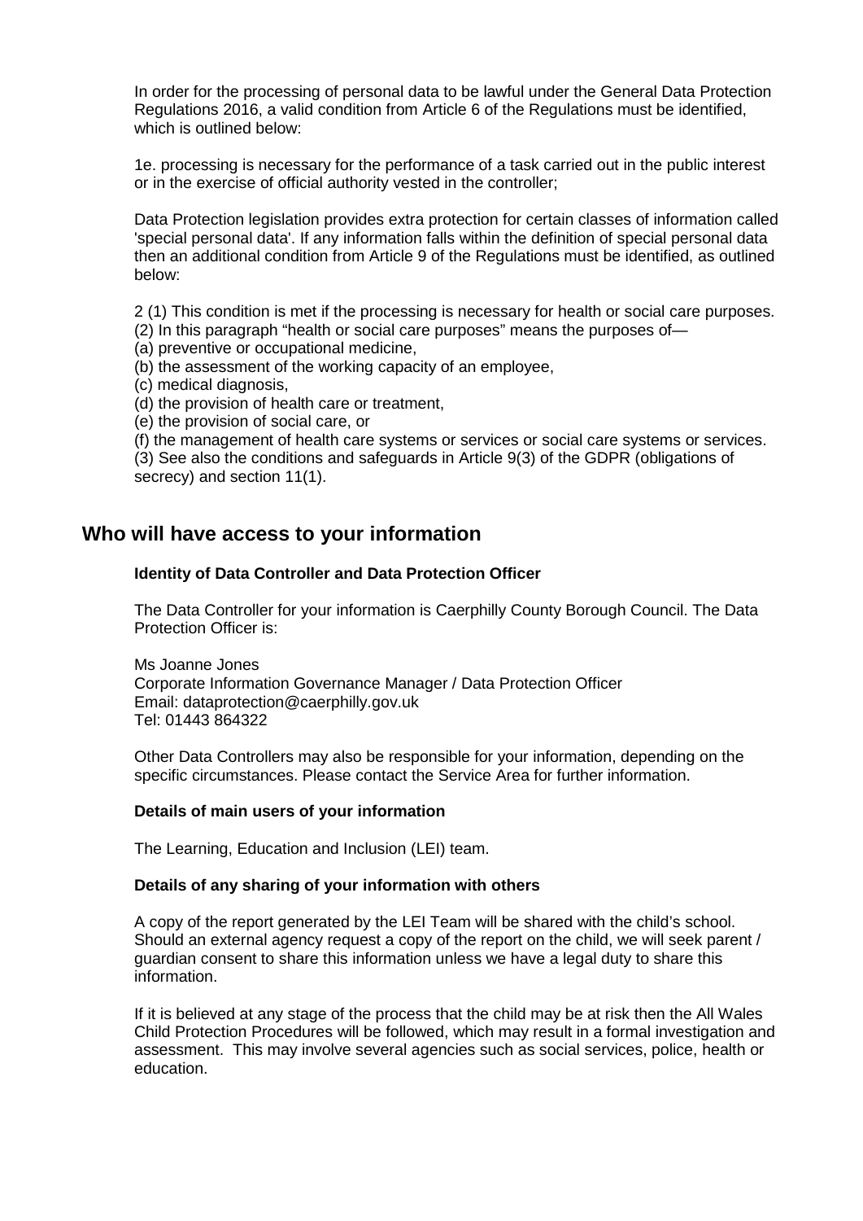In order for the processing of personal data to be lawful under the General Data Protection Regulations 2016, a valid condition from Article 6 of the Regulations must be identified, which is outlined below:

1e. processing is necessary for the performance of a task carried out in the public interest or in the exercise of official authority vested in the controller;

Data Protection legislation provides extra protection for certain classes of information called 'special personal data'. If any information falls within the definition of special personal data then an additional condition from Article 9 of the Regulations must be identified, as outlined below:

2 (1) This condition is met if the processing is necessary for health or social care purposes.
(2) In this paragraph "health or social care purposes" means the purposes of—
(a) preventive or occupational medicine,
(b) the assessment of the working capacity of an employee,
(c) medical diagnosis,
(d) the provision of health care or treatment,
(e) the provision of social care, or
(f) the management of health care systems or services or social care systems or services.
(3) See also the conditions and safeguards in Article 9(3) of the GDPR (obligations of secrecy) and section 11(1).

## Who will have access to your information

**Identity of Data Controller and Data Protection Officer**

The Data Controller for your information is Caerphilly County Borough Council. The Data Protection Officer is:

Ms Joanne Jones
Corporate Information Governance Manager / Data Protection Officer
Email: dataprotection@caerphilly.gov.uk
Tel: 01443 864322

Other Data Controllers may also be responsible for your information, depending on the specific circumstances. Please contact the Service Area for further information.

**Details of main users of your information**

The Learning, Education and Inclusion (LEI) team.

**Details of any sharing of your information with others**

A copy of the report generated by the LEI Team will be shared with the child's school. Should an external agency request a copy of the report on the child, we will seek parent / guardian consent to share this information unless we have a legal duty to share this information.

If it is believed at any stage of the process that the child may be at risk then the All Wales Child Protection Procedures will be followed, which may result in a formal investigation and assessment. This may involve several agencies such as social services, police, health or education.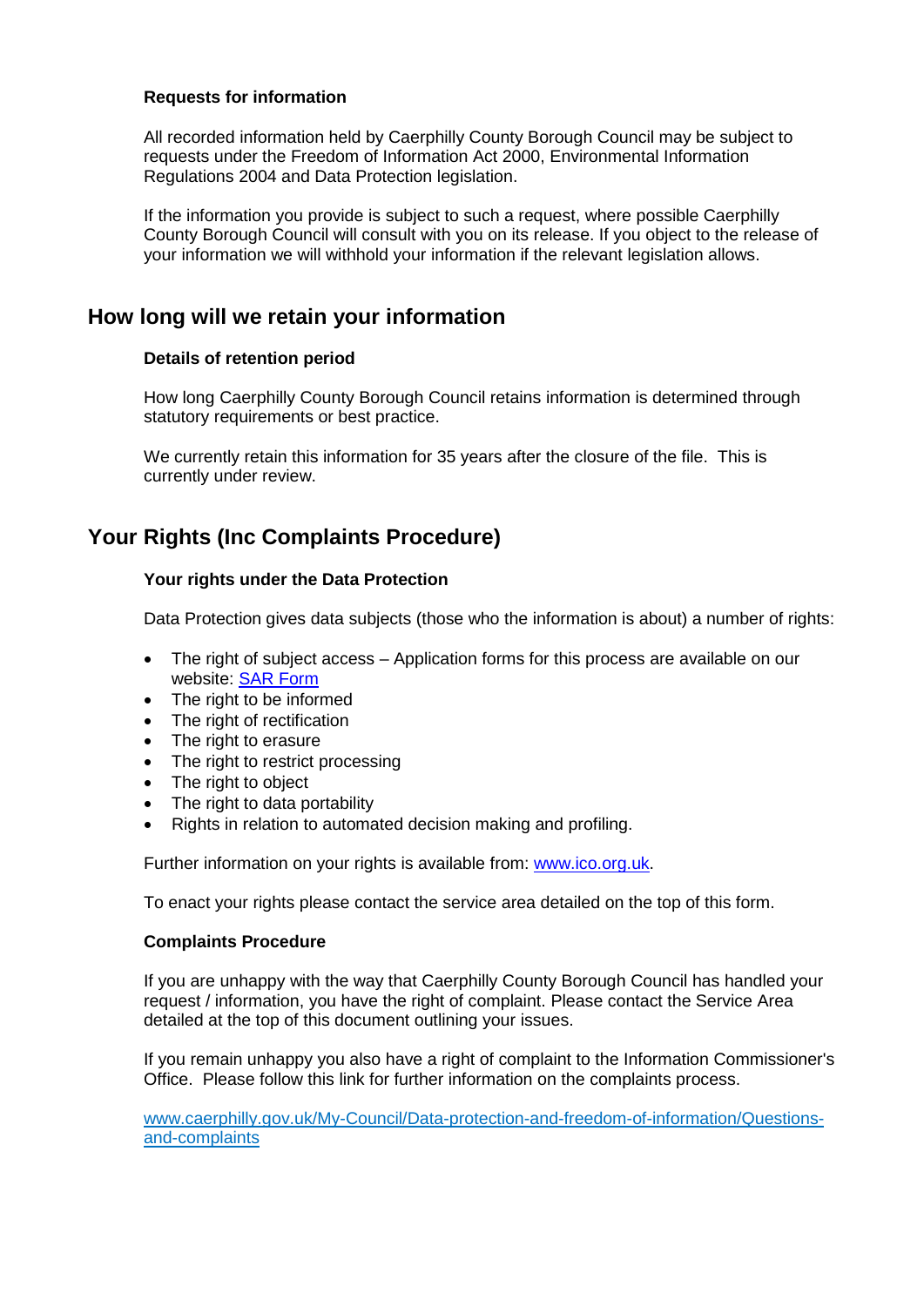### Requests for information

All recorded information held by Caerphilly County Borough Council may be subject to requests under the Freedom of Information Act 2000, Environmental Information Regulations 2004 and Data Protection legislation.

If the information you provide is subject to such a request, where possible Caerphilly County Borough Council will consult with you on its release. If you object to the release of your information we will withhold your information if the relevant legislation allows.

## How long will we retain your information

### Details of retention period

How long Caerphilly County Borough Council retains information is determined through statutory requirements or best practice.

We currently retain this information for 35 years after the closure of the file. This is currently under review.

## Your Rights (Inc Complaints Procedure)

### Your rights under the Data Protection

Data Protection gives data subjects (those who the information is about) a number of rights:

- The right of subject access – Application forms for this process are available on our website: [SAR Form]
- The right to be informed
- The right of rectification
- The right to erasure
- The right to restrict processing
- The right to object
- The right to data portability
- Rights in relation to automated decision making and profiling.

Further information on your rights is available from: [www.ico.org.uk](http://www.ico.org.uk).

To enact your rights please contact the service area detailed on the top of this form.

### Complaints Procedure

If you are unhappy with the way that Caerphilly County Borough Council has handled your request / information, you have the right of complaint. Please contact the Service Area detailed at the top of this document outlining your issues.

If you remain unhappy you also have a right of complaint to the Information Commissioner's Office. Please follow this link for further information on the complaints process.

[www.caerphilly.gov.uk/My-Council/Data-protection-and-freedom-of-information/Questions-and-complaints](http://www.caerphilly.gov.uk/My-Council/Data-protection-and-freedom-of-information/Questions-and-complaints)